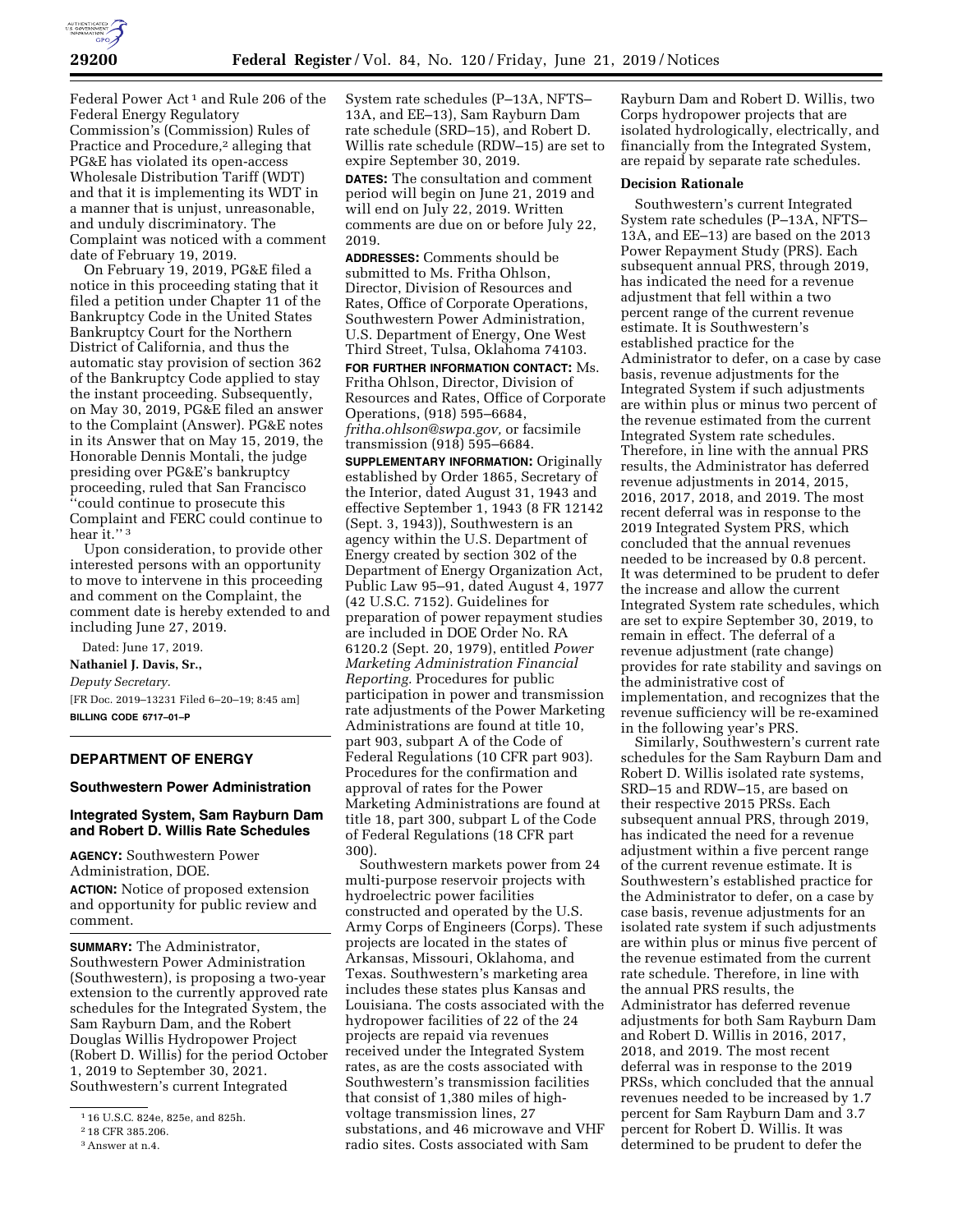Federal Power Act [1] and Rule 206 of the Federal Energy Regulatory Commission's (Commission) Rules of Practice and Procedure,[2] alleging that PG&E has violated its open-access Wholesale Distribution Tariff (WDT) and that it is implementing its WDT in a manner that is unjust, unreasonable, and unduly discriminatory. The Complaint was noticed with a comment date of February 19, 2019.

On February 19, 2019, PG&E filed a notice in this proceeding stating that it filed a petition under Chapter 11 of the Bankruptcy Code in the United States Bankruptcy Court for the Northern District of California, and thus the automatic stay provision of section 362 of the Bankruptcy Code applied to stay the instant proceeding. Subsequently, on May 30, 2019, PG&E filed an answer to the Complaint (Answer). PG&E notes in its Answer that on May 15, 2019, the Honorable Dennis Montali, the judge presiding over PG&E's bankruptcy proceeding, ruled that San Francisco ''could continue to prosecute this Complaint and FERC could continue to hear it.'' [3]

Upon consideration, to provide other interested persons with an opportunity to move to intervene in this proceeding and comment on the Complaint, the comment date is hereby extended to and including June 27, 2019.

Dated: June 17, 2019.

**Nathaniel J. Davis, Sr.,**

*Deputy Secretary.*

[FR Doc. 2019–13231 Filed 6–20–19; 8:45 am]

**BILLING CODE 6717–01–P**

[1] 16 U.S.C. 824e, 825e, and 825h.

[2] 18 CFR 385.206.

[3] Answer at n.4.

## DEPARTMENT OF ENERGY

### Southwestern Power Administration

### Integrated System, Sam Rayburn Dam and Robert D. Willis Rate Schedules

**AGENCY:** Southwestern Power Administration, DOE.

**ACTION:** Notice of proposed extension and opportunity for public review and comment.

**SUMMARY:** The Administrator, Southwestern Power Administration (Southwestern), is proposing a two-year extension to the currently approved rate schedules for the Integrated System, the Sam Rayburn Dam, and the Robert Douglas Willis Hydropower Project (Robert D. Willis) for the period October 1, 2019 to September 30, 2021. Southwestern's current Integrated System rate schedules (P–13A, NFTS–13A, and EE–13), Sam Rayburn Dam rate schedule (SRD–15), and Robert D. Willis rate schedule (RDW–15) are set to expire September 30, 2019.

**DATES:** The consultation and comment period will begin on June 21, 2019 and will end on July 22, 2019. Written comments are due on or before July 22, 2019.

**ADDRESSES:** Comments should be submitted to Ms. Fritha Ohlson, Director, Division of Resources and Rates, Office of Corporate Operations, Southwestern Power Administration, U.S. Department of Energy, One West Third Street, Tulsa, Oklahoma 74103.

**FOR FURTHER INFORMATION CONTACT:** Ms. Fritha Ohlson, Director, Division of Resources and Rates, Office of Corporate Operations, (918) 595–6684, *fritha.ohlson@swpa.gov,* or facsimile transmission (918) 595–6684.

**SUPPLEMENTARY INFORMATION:** Originally established by Order 1865, Secretary of the Interior, dated August 31, 1943 and effective September 1, 1943 (8 FR 12142 (Sept. 3, 1943)), Southwestern is an agency within the U.S. Department of Energy created by section 302 of the Department of Energy Organization Act, Public Law 95–91, dated August 4, 1977 (42 U.S.C. 7152). Guidelines for preparation of power repayment studies are included in DOE Order No. RA 6120.2 (Sept. 20, 1979), entitled *Power Marketing Administration Financial Reporting*. Procedures for public participation in power and transmission rate adjustments of the Power Marketing Administrations are found at title 10, part 903, subpart A of the Code of Federal Regulations (10 CFR part 903). Procedures for the confirmation and approval of rates for the Power Marketing Administrations are found at title 18, part 300, subpart L of the Code of Federal Regulations (18 CFR part 300).

Southwestern markets power from 24 multi-purpose reservoir projects with hydroelectric power facilities constructed and operated by the U.S. Army Corps of Engineers (Corps). These projects are located in the states of Arkansas, Missouri, Oklahoma, and Texas. Southwestern's marketing area includes these states plus Kansas and Louisiana. The costs associated with the hydropower facilities of 22 of the 24 projects are repaid via revenues received under the Integrated System rates, as are the costs associated with Southwestern's transmission facilities that consist of 1,380 miles of high-voltage transmission lines, 27 substations, and 46 microwave and VHF radio sites. Costs associated with Sam Rayburn Dam and Robert D. Willis, two Corps hydropower projects that are isolated hydrologically, electrically, and financially from the Integrated System, are repaid by separate rate schedules.

**Decision Rationale**

Southwestern's current Integrated System rate schedules (P–13A, NFTS–13A, and EE–13) are based on the 2013 Power Repayment Study (PRS). Each subsequent annual PRS, through 2019, has indicated the need for a revenue adjustment that fell within a two percent range of the current revenue estimate. It is Southwestern's established practice for the Administrator to defer, on a case by case basis, revenue adjustments for the Integrated System if such adjustments are within plus or minus two percent of the revenue estimated from the current Integrated System rate schedules. Therefore, in line with the annual PRS results, the Administrator has deferred revenue adjustments in 2014, 2015, 2016, 2017, 2018, and 2019. The most recent deferral was in response to the 2019 Integrated System PRS, which concluded that the annual revenues needed to be increased by 0.8 percent. It was determined to be prudent to defer the increase and allow the current Integrated System rate schedules, which are set to expire September 30, 2019, to remain in effect. The deferral of a revenue adjustment (rate change) provides for rate stability and savings on the administrative cost of implementation, and recognizes that the revenue sufficiency will be re-examined in the following year's PRS.

Similarly, Southwestern's current rate schedules for the Sam Rayburn Dam and Robert D. Willis isolated rate systems, SRD–15 and RDW–15, are based on their respective 2015 PRSs. Each subsequent annual PRS, through 2019, has indicated the need for a revenue adjustment within a five percent range of the current revenue estimate. It is Southwestern's established practice for the Administrator to defer, on a case by case basis, revenue adjustments for an isolated rate system if such adjustments are within plus or minus five percent of the revenue estimated from the current rate schedule. Therefore, in line with the annual PRS results, the Administrator has deferred revenue adjustments for both Sam Rayburn Dam and Robert D. Willis in 2016, 2017, 2018, and 2019. The most recent deferral was in response to the 2019 PRSs, which concluded that the annual revenues needed to be increased by 1.7 percent for Sam Rayburn Dam and 3.7 percent for Robert D. Willis. It was determined to be prudent to defer the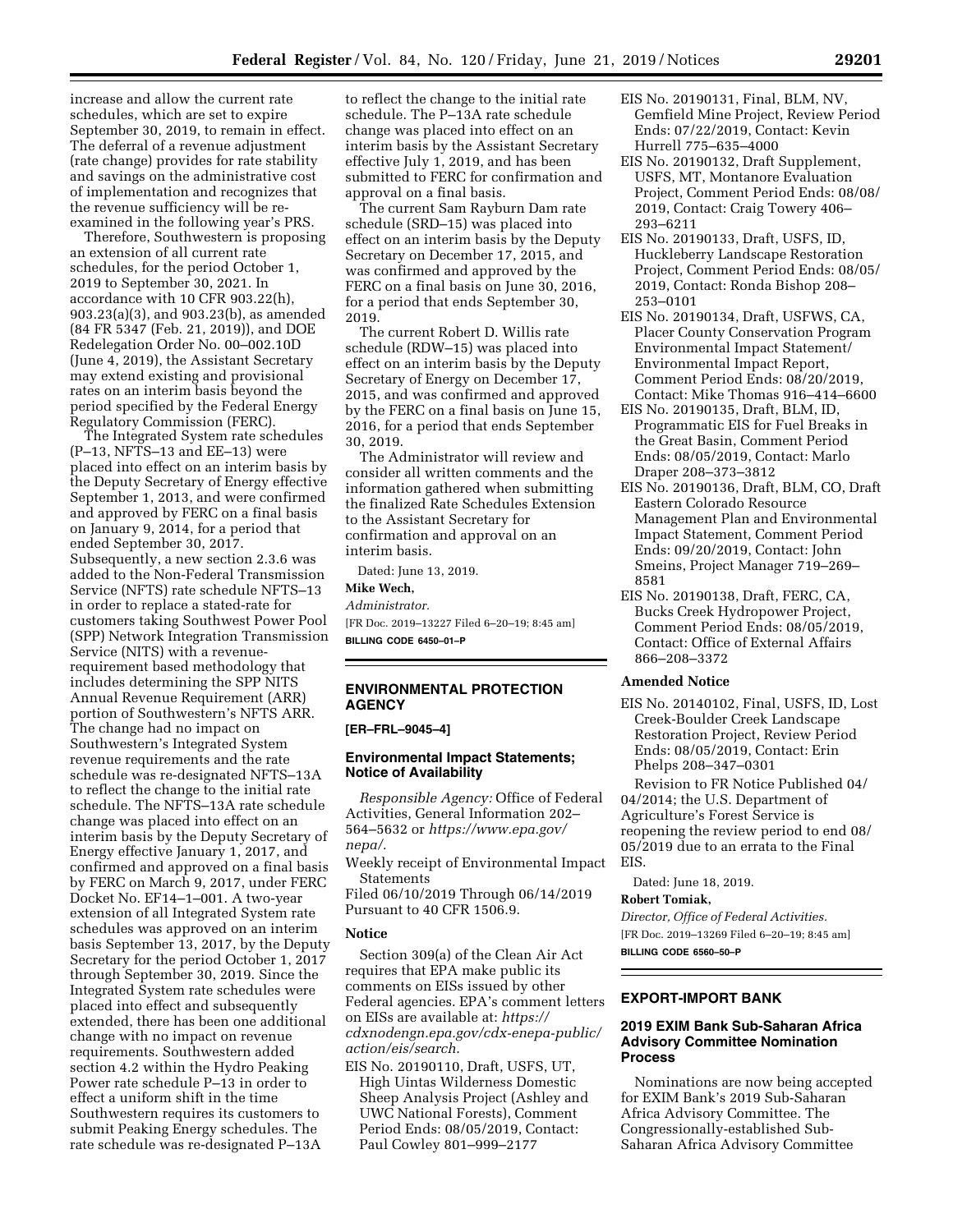increase and allow the current rate schedules, which are set to expire September 30, 2019, to remain in effect. The deferral of a revenue adjustment (rate change) provides for rate stability and savings on the administrative cost of implementation and recognizes that the revenue sufficiency will be re-examined in the following year's PRS.

Therefore, Southwestern is proposing an extension of all current rate schedules, for the period October 1, 2019 to September 30, 2021. In accordance with 10 CFR 903.22(h), 903.23(a)(3), and 903.23(b), as amended (84 FR 5347 (Feb. 21, 2019)), and DOE Redelegation Order No. 00–002.10D (June 4, 2019), the Assistant Secretary may extend existing and provisional rates on an interim basis beyond the period specified by the Federal Energy Regulatory Commission (FERC).

The Integrated System rate schedules (P–13, NFTS–13 and EE–13) were placed into effect on an interim basis by the Deputy Secretary of Energy effective September 1, 2013, and were confirmed and approved by FERC on a final basis on January 9, 2014, for a period that ended September 30, 2017. Subsequently, a new section 2.3.6 was added to the Non-Federal Transmission Service (NFTS) rate schedule NFTS–13 in order to replace a stated-rate for customers taking Southwest Power Pool (SPP) Network Integration Transmission Service (NITS) with a revenue-requirement based methodology that includes determining the SPP NITS Annual Revenue Requirement (ARR) portion of Southwestern's NFTS ARR. The change had no impact on Southwestern's Integrated System revenue requirements and the rate schedule was re-designated NFTS–13A to reflect the change to the initial rate schedule. The NFTS–13A rate schedule change was placed into effect on an interim basis by the Deputy Secretary of Energy effective January 1, 2017, and confirmed and approved on a final basis by FERC on March 9, 2017, under FERC Docket No. EF14–1–001. A two-year extension of all Integrated System rate schedules was approved on an interim basis September 13, 2017, by the Deputy Secretary for the period October 1, 2017 through September 30, 2019. Since the Integrated System rate schedules were placed into effect and subsequently extended, there has been one additional change with no impact on revenue requirements. Southwestern added section 4.2 within the Hydro Peaking Power rate schedule P–13 in order to effect a uniform shift in the time Southwestern requires its customers to submit Peaking Energy schedules. The rate schedule was re-designated P–13A to reflect the change to the initial rate schedule. The P–13A rate schedule change was placed into effect on an interim basis by the Assistant Secretary effective July 1, 2019, and has been submitted to FERC for confirmation and approval on a final basis.

The current Sam Rayburn Dam rate schedule (SRD–15) was placed into effect on an interim basis by the Deputy Secretary on December 17, 2015, and was confirmed and approved by the FERC on a final basis on June 30, 2016, for a period that ends September 30, 2019.

The current Robert D. Willis rate schedule (RDW–15) was placed into effect on an interim basis by the Deputy Secretary of Energy on December 17, 2015, and was confirmed and approved by the FERC on a final basis on June 15, 2016, for a period that ends September 30, 2019.

The Administrator will review and consider all written comments and the information gathered when submitting the finalized Rate Schedules Extension to the Assistant Secretary for confirmation and approval on an interim basis.

Dated: June 13, 2019.

**Mike Wech,**

*Administrator.*

[FR Doc. 2019–13227 Filed 6–20–19; 8:45 am]

**BILLING CODE 6450–01–P**

## ENVIRONMENTAL PROTECTION AGENCY

**[ER–FRL–9045–4]**

### Environmental Impact Statements; Notice of Availability

*Responsible Agency:* Office of Federal Activities, General Information 202–564–5632 or *https://www.epa.gov/nepa/.*

Weekly receipt of Environmental Impact Statements

Filed 06/10/2019 Through 06/14/2019 Pursuant to 40 CFR 1506.9.

#### Notice

Section 309(a) of the Clean Air Act requires that EPA make public its comments on EISs issued by other Federal agencies. EPA's comment letters on EISs are available at: *https://cdxnodengn.epa.gov/cdx-enepa-public/action/eis/search.*

EIS No. 20190110, Draft, USFS, UT, High Uintas Wilderness Domestic Sheep Analysis Project (Ashley and UWC National Forests), Comment Period Ends: 08/05/2019, Contact: Paul Cowley 801–999–2177

EIS No. 20190131, Final, BLM, NV, Gemfield Mine Project, Review Period Ends: 07/22/2019, Contact: Kevin Hurrell 775–635–4000

EIS No. 20190132, Draft Supplement, USFS, MT, Montanore Evaluation Project, Comment Period Ends: 08/08/2019, Contact: Craig Towery 406–293–6211

EIS No. 20190133, Draft, USFS, ID, Huckleberry Landscape Restoration Project, Comment Period Ends: 08/05/2019, Contact: Ronda Bishop 208–253–0101

EIS No. 20190134, Draft, USFWS, CA, Placer County Conservation Program Environmental Impact Statement/Environmental Impact Report, Comment Period Ends: 08/20/2019, Contact: Mike Thomas 916–414–6600

EIS No. 20190135, Draft, BLM, ID, Programmatic EIS for Fuel Breaks in the Great Basin, Comment Period Ends: 08/05/2019, Contact: Marlo Draper 208–373–3812

EIS No. 20190136, Draft, BLM, CO, Draft Eastern Colorado Resource Management Plan and Environmental Impact Statement, Comment Period Ends: 09/20/2019, Contact: John Smeins, Project Manager 719–269–8581

EIS No. 20190138, Draft, FERC, CA, Bucks Creek Hydropower Project, Comment Period Ends: 08/05/2019, Contact: Office of External Affairs 866–208–3372

#### Amended Notice

EIS No. 20140102, Final, USFS, ID, Lost Creek-Boulder Creek Landscape Restoration Project, Review Period Ends: 08/05/2019, Contact: Erin Phelps 208–347–0301

Revision to FR Notice Published 04/04/2014; the U.S. Department of Agriculture's Forest Service is reopening the review period to end 08/05/2019 due to an errata to the Final EIS.

Dated: June 18, 2019.

**Robert Tomiak,**

*Director, Office of Federal Activities.*

[FR Doc. 2019–13269 Filed 6–20–19; 8:45 am]

**BILLING CODE 6560–50–P**

## EXPORT-IMPORT BANK

### 2019 EXIM Bank Sub-Saharan Africa Advisory Committee Nomination Process

Nominations are now being accepted for EXIM Bank's 2019 Sub-Saharan Africa Advisory Committee. The Congressionally-established Sub-Saharan Africa Advisory Committee